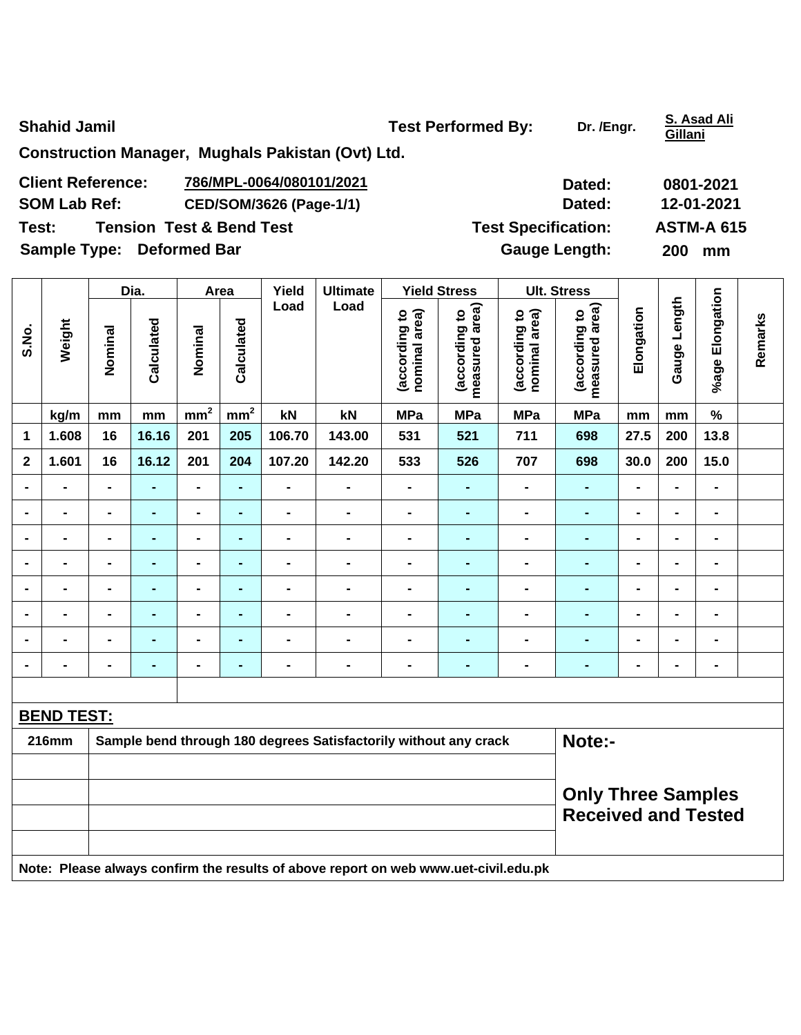**Shahid Jamil**

**Construction Manager, Mughals Pakistan (Ovt) Ltd.**

**Test Performed By:** Dr. /Engr. **S. Asad Ali Gillani**

| | | | |
|---|---|---|---|
| **Client Reference:** | **786/MPL-0064/080101/2021** | **Dated:** | **0801-2021** |
| **SOM Lab Ref:** | **CED/SOM/3626 (Page-1/1)** | **Dated:** | **12-01-2021** |
| **Test:** | **Tension Test & Bend Test** | **Test Specification:** | **ASTM-A 615** |
| **Sample Type:** | **Deformed Bar** | **Gauge Length:** | **200 mm** |

| S.No. | Weight | Dia. | | Area | | Yield Load | Ultimate Load | Yield Stress | | Ult. Stress | | Elongation | Gauge Length | %age Elongation | Remarks |
|---|---|---|---|---|---|---|---|---|---|---|---|---|---|---|---|
| | | Nominal | Calculated | Nominal | Calculated | | | (according to nominal area) | (according to measured area) | (according to nominal area) | (according to measured area) | | | | |
| | kg/m | mm | mm | $mm^2$ | $mm^2$ | kN | kN | MPa | MPa | MPa | MPa | mm | mm | % | |
| 1 | 1.608 | 16 | 16.16 | 201 | 205 | 106.70 | 143.00 | 531 | 521 | 711 | 698 | 27.5 | 200 | 13.8 | |
| 2 | 1.601 | 16 | 16.12 | 201 | 204 | 107.20 | 142.20 | 533 | 526 | 707 | 698 | 30.0 | 200 | 15.0 | |
| - | - | - | - | - | - | - | - | - | - | - | - | - | - | - | |
| - | - | - | - | - | - | - | - | - | - | - | - | - | - | - | |
| - | - | - | - | - | - | - | - | - | - | - | - | - | - | - | |
| - | - | - | - | - | - | - | - | - | - | - | - | - | - | - | |
| - | - | - | - | - | - | - | - | - | - | - | - | - | - | - | |
| - | - | - | - | - | - | - | - | - | - | - | - | - | - | - | |
| - | - | - | - | - | - | - | - | - | - | - | - | - | - | - | |
| - | - | - | - | - | - | - | - | - | - | - | - | - | - | - | |

**BEND TEST:**

| | | |
|---|---|---|
| 216mm | Sample bend through 180 degrees Satisfactorily without any crack | **Note:-** |
| | | |
| | | **Only Three Samples Received and Tested** |
| | | |
| | | |

**Note: Please always confirm the results of above report on web www.uet-civil.edu.pk**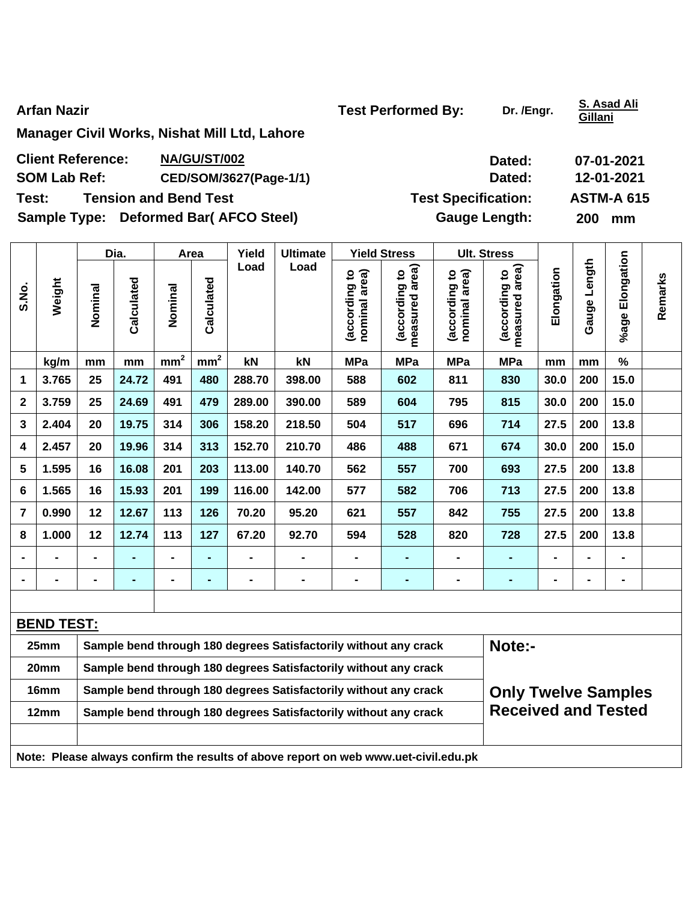**Arfan Nazir** | **Test Performed By:** Dr. /Engr. S. Asad Ali Gillani

**Manager Civil Works, Nishat Mill Ltd, Lahore**

**Client Reference:** NA/GU/ST/002 | **Dated:** 07-01-2021

**SOM Lab Ref:** CED/SOM/3627(Page-1/1) | **Dated:** 12-01-2021

**Test:** Tension and Bend Test | **Test Specification:** ASTM-A 615

**Sample Type:** Deformed Bar( AFCO Steel) | **Gauge Length:** 200 mm

| S.No. | Weight | Dia. | | Area | | Yield Load | Ultimate Load | Yield Stress | | Ult. Stress | | Elongation | Gauge Length | %age Elongation | Remarks |
|---|---|---|---|---|---|---|---|---|---|---|---|---|---|---|---|
| | | Nominal | Calculated | Nominal | Calculated | | | (according to nominal area) | (according to measured area) | (according to nominal area) | (according to measured area) | | | | |
| | kg/m | mm | mm | $mm^2$ | $mm^2$ | kN | kN | MPa | MPa | MPa | MPa | mm | mm | % | |
| 1 | 3.765 | 25 | 24.72 | 491 | 480 | 288.70 | 398.00 | 588 | 602 | 811 | 830 | 30.0 | 200 | 15.0 | |
| 2 | 3.759 | 25 | 24.69 | 491 | 479 | 289.00 | 390.00 | 589 | 604 | 795 | 815 | 30.0 | 200 | 15.0 | |
| 3 | 2.404 | 20 | 19.75 | 314 | 306 | 158.20 | 218.50 | 504 | 517 | 696 | 714 | 27.5 | 200 | 13.8 | |
| 4 | 2.457 | 20 | 19.96 | 314 | 313 | 152.70 | 210.70 | 486 | 488 | 671 | 674 | 30.0 | 200 | 15.0 | |
| 5 | 1.595 | 16 | 16.08 | 201 | 203 | 113.00 | 140.70 | 562 | 557 | 700 | 693 | 27.5 | 200 | 13.8 | |
| 6 | 1.565 | 16 | 15.93 | 201 | 199 | 116.00 | 142.00 | 577 | 582 | 706 | 713 | 27.5 | 200 | 13.8 | |
| 7 | 0.990 | 12 | 12.67 | 113 | 126 | 70.20 | 95.20 | 621 | 557 | 842 | 755 | 27.5 | 200 | 13.8 | |
| 8 | 1.000 | 12 | 12.74 | 113 | 127 | 67.20 | 92.70 | 594 | 528 | 820 | 728 | 27.5 | 200 | 13.8 | |
| - | - | - | - | - | - | - | - | - | - | - | - | - | - | - | |
| - | - | - | - | - | - | - | - | - | - | - | - | - | - | - | |

**BEND TEST:**

| Size | Result |
|---|---|
| 25mm | Sample bend through 180 degrees Satisfactorily without any crack |
| 20mm | Sample bend through 180 degrees Satisfactorily without any crack |
| 16mm | Sample bend through 180 degrees Satisfactorily without any crack |
| 12mm | Sample bend through 180 degrees Satisfactorily without any crack |

**Note:-**

**Only Twelve Samples Received and Tested**

**Note: Please always confirm the results of above report on web www.uet-civil.edu.pk**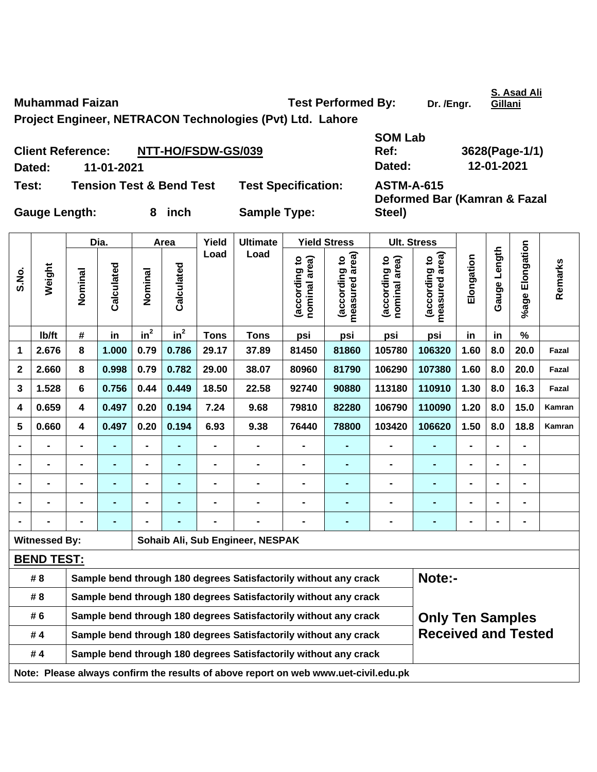Muhammad Faizan

Project Engineer, NETRACON Technologies (Pvt) Ltd. Lahore

Test Performed By: Dr. /Engr. S. Asad Ali Gillani

Client Reference: NTT-HO/FSDW-GS/039

Dated: 11-01-2021

SOM Lab Ref: 3628(Page-1/1)

Dated: 12-01-2021

Test: Tension Test & Bend Test

Test Specification: ASTM-A-615

Gauge Length: 8 inch

Sample Type: Deformed Bar (Kamran & Fazal Steel)

| S.No. | Weight | Dia. | | Area | | Yield Load | Ultimate Load | Yield Stress | | Ult. Stress | | Elongation | Gauge Length | %age Elongation | Remarks |
|---|---|---|---|---|---|---|---|---|---|---|---|---|---|---|---|
| | | Nominal | Calculated | Nominal | Calculated | | | (according to nominal area) | (according to measured area) | (according to nominal area) | (according to measured area) | | | | |
| | lb/ft | # | in | $in^2$ | $in^2$ | Tons | Tons | psi | psi | psi | psi | in | in | % | |
| 1 | 2.676 | 8 | 1.000 | 0.79 | 0.786 | 29.17 | 37.89 | 81450 | 81860 | 105780 | 106320 | 1.60 | 8.0 | 20.0 | Fazal |
| 2 | 2.660 | 8 | 0.998 | 0.79 | 0.782 | 29.00 | 38.07 | 80960 | 81790 | 106290 | 107380 | 1.60 | 8.0 | 20.0 | Fazal |
| 3 | 1.528 | 6 | 0.756 | 0.44 | 0.449 | 18.50 | 22.58 | 92740 | 90880 | 113180 | 110910 | 1.30 | 8.0 | 16.3 | Fazal |
| 4 | 0.659 | 4 | 0.497 | 0.20 | 0.194 | 7.24 | 9.68 | 79810 | 82280 | 106790 | 110090 | 1.20 | 8.0 | 15.0 | Kamran |
| 5 | 0.660 | 4 | 0.497 | 0.20 | 0.194 | 6.93 | 9.38 | 76440 | 78800 | 103420 | 106620 | 1.50 | 8.0 | 18.8 | Kamran |
| - | - | - | - | - | - | - | - | - | - | - | - | - | - | - | |
| - | - | - | - | - | - | - | - | - | - | - | - | - | - | - | |
| - | - | - | - | - | - | - | - | - | - | - | - | - | - | - | |
| - | - | - | - | - | - | - | - | - | - | - | - | - | - | - | |
| - | - | - | - | - | - | - | - | - | - | - | - | - | - | - | |

Witnessed By: Sohaib Ali, Sub Engineer, NESPAK

**BEND TEST:**

| Bar | Result |
|---|---|
| # 8 | Sample bend through 180 degrees Satisfactorily without any crack |
| # 8 | Sample bend through 180 degrees Satisfactorily without any crack |
| # 6 | Sample bend through 180 degrees Satisfactorily without any crack |
| # 4 | Sample bend through 180 degrees Satisfactorily without any crack |
| # 4 | Sample bend through 180 degrees Satisfactorily without any crack |

Note:-

**Only Ten Samples Received and Tested**

Note: Please always confirm the results of above report on web www.uet-civil.edu.pk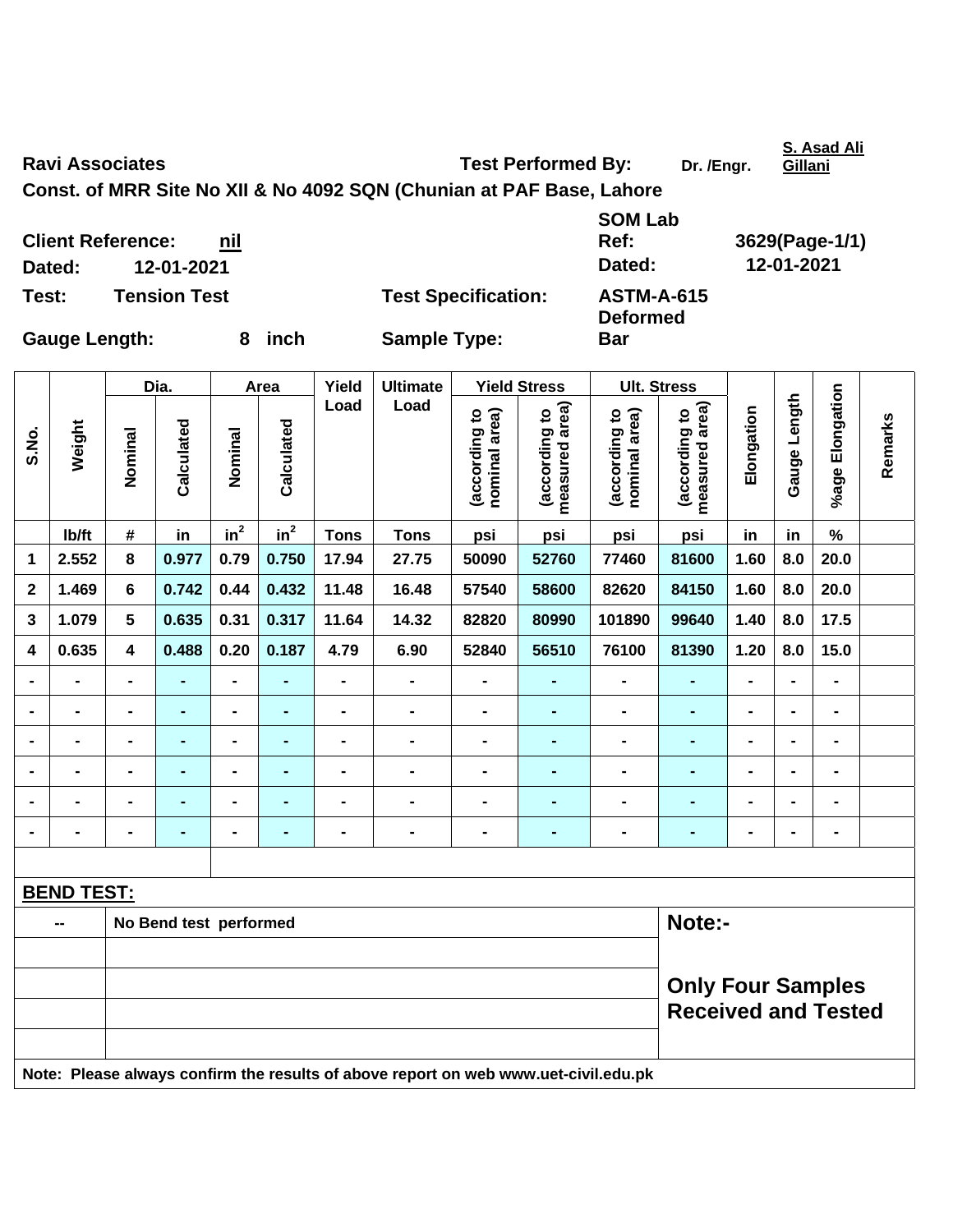**Ravi Associates** **Test Performed By:** Dr. /Engr. S. Asad Ali Gillani

**Const. of MRR Site No XII & No 4092 SQN (Chunian at PAF Base, Lahore**

**Client Reference:** nil **SOM Lab Ref:** 3629(Page-1/1)

**Dated:** 12-01-2021 **Dated:** 12-01-2021

**Test:** Tension Test **Test Specification:** ASTM-A-615

**Gauge Length:** 8 inch **Sample Type:** Deformed Bar

| S.No. | Weight | Dia. | | Area | | Yield Load | Ultimate Load | Yield Stress | | Ult. Stress | | Elongation | Gauge Length | %age Elongation | Remarks |
|---|---|---|---|---|---|---|---|---|---|---|---|---|---|---|---|
| | | Nominal | Calculated | Nominal | Calculated | | | (according to nominal area) | (according to measured area) | (according to nominal area) | (according to measured area) | | | | |
| | lb/ft | # | in | $in^2$ | $in^2$ | Tons | Tons | psi | psi | psi | psi | in | in | % | |
| 1 | 2.552 | 8 | 0.977 | 0.79 | 0.750 | 17.94 | 27.75 | 50090 | 52760 | 77460 | 81600 | 1.60 | 8.0 | 20.0 | |
| 2 | 1.469 | 6 | 0.742 | 0.44 | 0.432 | 11.48 | 16.48 | 57540 | 58600 | 82620 | 84150 | 1.60 | 8.0 | 20.0 | |
| 3 | 1.079 | 5 | 0.635 | 0.31 | 0.317 | 11.64 | 14.32 | 82820 | 80990 | 101890 | 99640 | 1.40 | 8.0 | 17.5 | |
| 4 | 0.635 | 4 | 0.488 | 0.20 | 0.187 | 4.79 | 6.90 | 52840 | 56510 | 76100 | 81390 | 1.20 | 8.0 | 15.0 | |
| - | - | - | - | - | - | - | - | - | - | - | - | - | - | - | |
| - | - | - | - | - | - | - | - | - | - | - | - | - | - | - | |
| - | - | - | - | - | - | - | - | - | - | - | - | - | - | - | |
| - | - | - | - | - | - | - | - | - | - | - | - | - | - | - | |
| - | - | - | - | - | - | - | - | - | - | - | - | - | - | - | |
| - | - | - | - | - | - | - | - | - | - | - | - | - | - | - | |

**BEND TEST:**

| | | |
|---|---|---|
| -- | No Bend test performed | **Note:-** |
| | | **Only Four Samples Received and Tested** |

**Note: Please always confirm the results of above report on web www.uet-civil.edu.pk**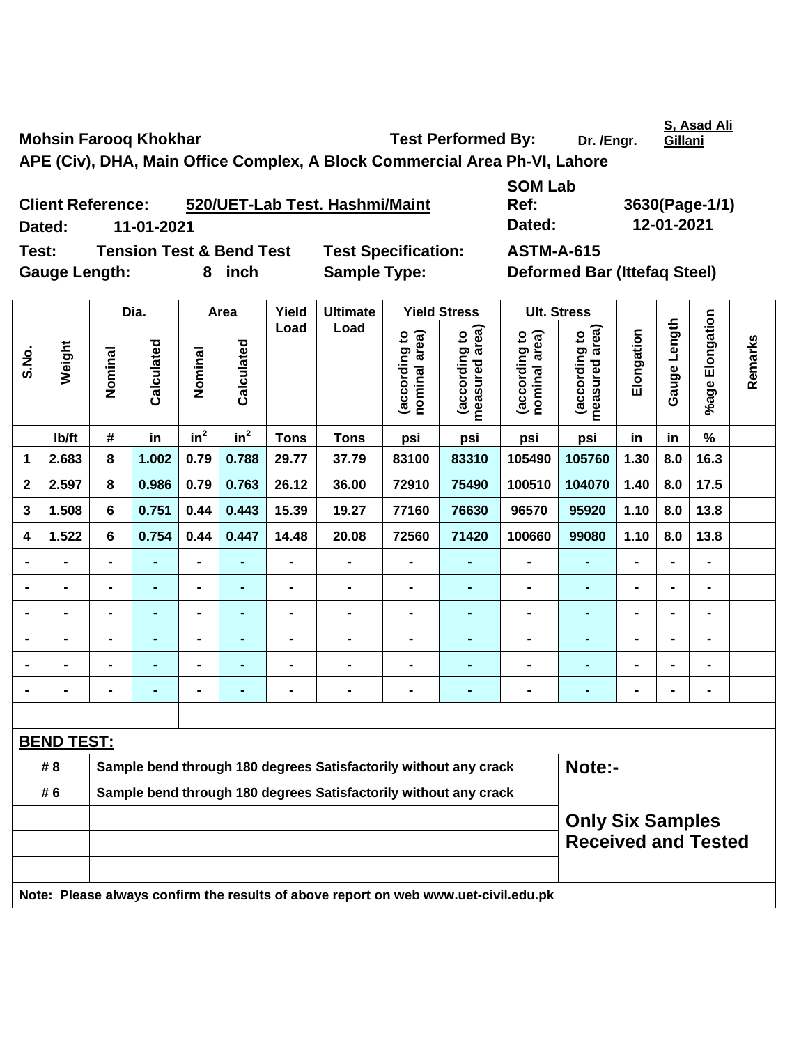**Mohsin Farooq Khokhar** **Test Performed By:** **Dr. /Engr.** **S, Asad Ali Gillani**

**APE (Civ), DHA, Main Office Complex, A Block Commercial Area Ph-VI, Lahore**

**Client Reference:** **520/UET-Lab Test. Hashmi/Maint** **SOM Lab Ref:** **3630(Page-1/1)**

**Dated:** **11-01-2021** **Dated:** **12-01-2021**

**Test:** **Tension Test & Bend Test** **Test Specification:** **ASTM-A-615**

**Gauge Length:** **8 inch** **Sample Type:** **Deformed Bar (Ittefaq Steel)**

| S.No. | Weight | Dia. | | Area | | Yield Load | Ultimate Load | Yield Stress | | Ult. Stress | | Elongation | Gauge Length | %age Elongation | Remarks |
|---|---|---|---|---|---|---|---|---|---|---|---|---|---|---|---|
| | | Nominal | Calculated | Nominal | Calculated | | | (according to nominal area) | (according to measured area) | (according to nominal area) | (according to measured area) | | | | |
| | lb/ft | # | in | $in^2$ | $in^2$ | Tons | Tons | psi | psi | psi | psi | in | in | % | |
| 1 | 2.683 | 8 | 1.002 | 0.79 | 0.788 | 29.77 | 37.79 | 83100 | 83310 | 105490 | 105760 | 1.30 | 8.0 | 16.3 | |
| 2 | 2.597 | 8 | 0.986 | 0.79 | 0.763 | 26.12 | 36.00 | 72910 | 75490 | 100510 | 104070 | 1.40 | 8.0 | 17.5 | |
| 3 | 1.508 | 6 | 0.751 | 0.44 | 0.443 | 15.39 | 19.27 | 77160 | 76630 | 96570 | 95920 | 1.10 | 8.0 | 13.8 | |
| 4 | 1.522 | 6 | 0.754 | 0.44 | 0.447 | 14.48 | 20.08 | 72560 | 71420 | 100660 | 99080 | 1.10 | 8.0 | 13.8 | |
| - | - | - | - | - | - | - | - | - | - | - | - | - | - | - | |
| - | - | - | - | - | - | - | - | - | - | - | - | - | - | - | |
| - | - | - | - | - | - | - | - | - | - | - | - | - | - | - | |
| - | - | - | - | - | - | - | - | - | - | - | - | - | - | - | |
| - | - | - | - | - | - | - | - | - | - | - | - | - | - | - | |
| - | - | - | - | - | - | - | - | - | - | - | - | - | - | - | |

**BEND TEST:**

| | | |
|---|---|---|
| # 8 | Sample bend through 180 degrees Satisfactorily without any crack | **Note:-** |
| # 6 | Sample bend through 180 degrees Satisfactorily without any crack | |
| | | **Only Six Samples Received and Tested** |

**Note: Please always confirm the results of above report on web www.uet-civil.edu.pk**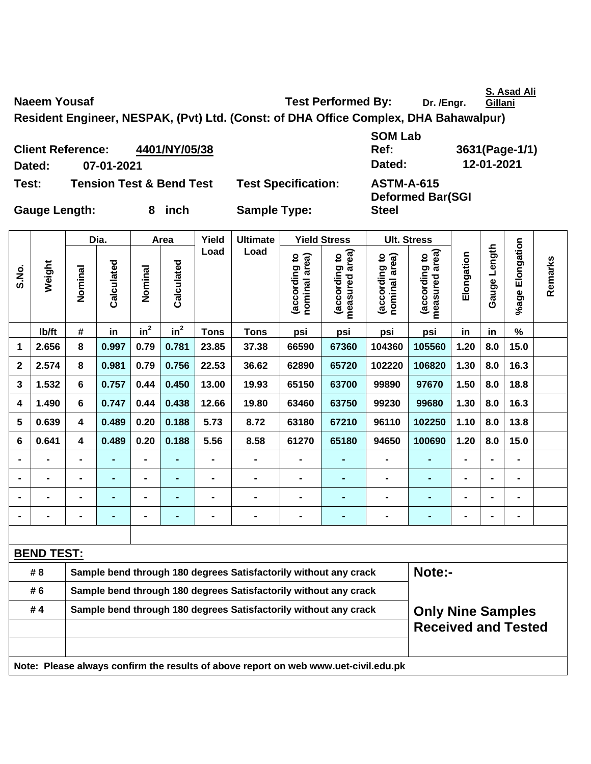Naeem Yousaf | Test Performed By: Dr. /Engr. S. Asad Ali Gillani

**Resident Engineer, NESPAK, (Pvt) Ltd. (Const: of DHA Office Complex, DHA Bahawalpur)**

**Client Reference:** 4401/NY/05/38 | **SOM Lab Ref:** 3631(Page-1/1)

**Dated:** 07-01-2021 | **Dated:** 12-01-2021

**Test:** Tension Test & Bend Test | **Test Specification:** ASTM-A-615

**Gauge Length:** 8 inch | **Sample Type:** Deformed Bar(SGI Steel

| S.No. | Weight | Dia. | | Area | | Yield Load | Ultimate Load | Yield Stress | | Ult. Stress | | Elongation | Gauge Length | %age Elongation | Remarks |
|---|---|---|---|---|---|---|---|---|---|---|---|---|---|---|---|
| | | Nominal | Calculated | Nominal | Calculated | | | (according to nominal area) | (according to measured area) | (according to nominal area) | (according to measured area) | | | | |
| | lb/ft | # | in | $in^2$ | $in^2$ | Tons | Tons | psi | psi | psi | psi | in | in | % | |
| 1 | 2.656 | 8 | 0.997 | 0.79 | 0.781 | 23.85 | 37.38 | 66590 | 67360 | 104360 | 105560 | 1.20 | 8.0 | 15.0 | |
| 2 | 2.574 | 8 | 0.981 | 0.79 | 0.756 | 22.53 | 36.62 | 62890 | 65720 | 102220 | 106820 | 1.30 | 8.0 | 16.3 | |
| 3 | 1.532 | 6 | 0.757 | 0.44 | 0.450 | 13.00 | 19.93 | 65150 | 63700 | 99890 | 97670 | 1.50 | 8.0 | 18.8 | |
| 4 | 1.490 | 6 | 0.747 | 0.44 | 0.438 | 12.66 | 19.80 | 63460 | 63750 | 99230 | 99680 | 1.30 | 8.0 | 16.3 | |
| 5 | 0.639 | 4 | 0.489 | 0.20 | 0.188 | 5.73 | 8.72 | 63180 | 67210 | 96110 | 102250 | 1.10 | 8.0 | 13.8 | |
| 6 | 0.641 | 4 | 0.489 | 0.20 | 0.188 | 5.56 | 8.58 | 61270 | 65180 | 94650 | 100690 | 1.20 | 8.0 | 15.0 | |
| - | - | - | - | - | - | - | - | - | - | - | - | - | - | - | |
| - | - | - | - | - | - | - | - | - | - | - | - | - | - | - | |
| - | - | - | - | - | - | - | - | - | - | - | - | - | - | - | |
| - | - | - | - | - | - | - | - | - | - | - | - | - | - | - | |

**BEND TEST:**

| | | |
|---|---|---|
| # 8 | Sample bend through 180 degrees Satisfactorily without any crack | **Note:-** |
| # 6 | Sample bend through 180 degrees Satisfactorily without any crack | |
| # 4 | Sample bend through 180 degrees Satisfactorily without any crack | **Only Nine Samples Received and Tested** |

**Note: Please always confirm the results of above report on web www.uet-civil.edu.pk**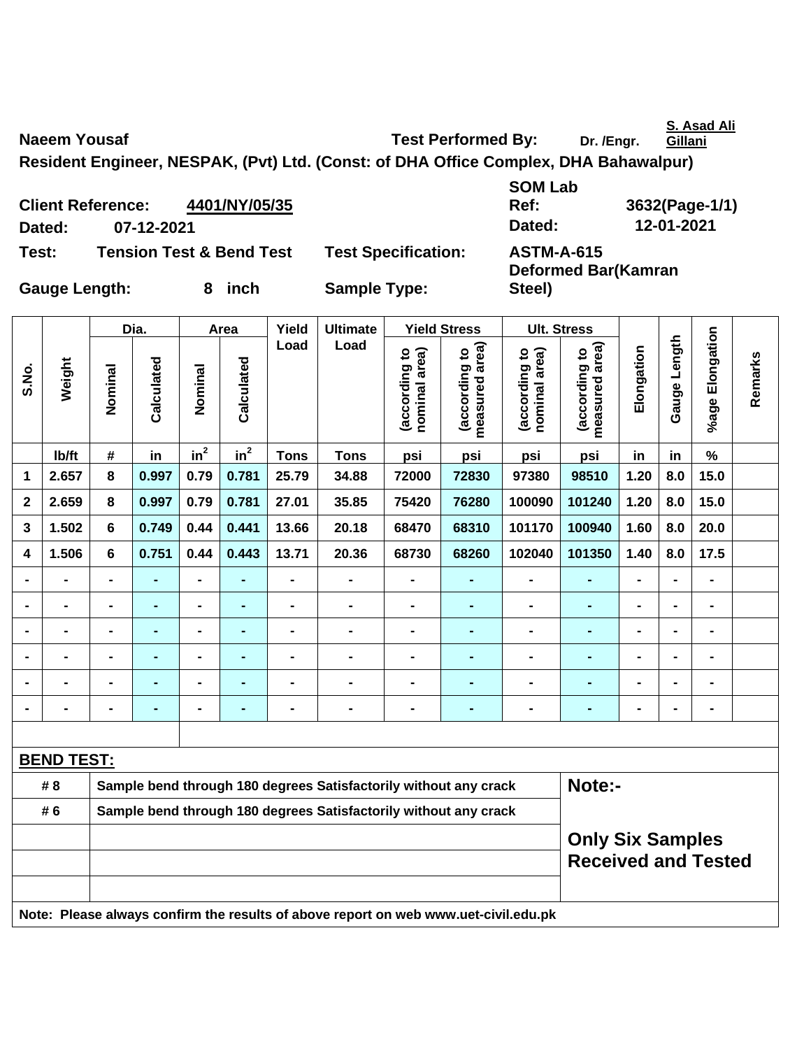**Naeem Yousaf** **Test Performed By:** Dr. /Engr. S. Asad Ali Gillani

**Resident Engineer, NESPAK, (Pvt) Ltd. (Const: of DHA Office Complex, DHA Bahawalpur)**

| | | | |
|---|---|---|---|
| **Client Reference:** | **4401/NY/05/35** | **SOM Lab Ref:** | **3632(Page-1/1)** |
| **Dated:** | **07-12-2021** | **Dated:** | **12-01-2021** |
| **Test:** | **Tension Test & Bend Test** | **Test Specification:** | **ASTM-A-615** |
| **Gauge Length:** | **8 inch** | **Sample Type:** | **Deformed Bar(Kamran Steel)** |

| S.No. | Weight | Dia. | | Area | | Yield Load | Ultimate Load | Yield Stress | | Ult. Stress | | Elongation | Gauge Length | %age Elongation | Remarks |
|---|---|---|---|---|---|---|---|---|---|---|---|---|---|---|---|
| | | Nominal | Calculated | Nominal | Calculated | | | (according to nominal area) | (according to measured area) | (according to nominal area) | (according to measured area) | | | | |
| | lb/ft | # | in | $in^2$ | $in^2$ | Tons | Tons | psi | psi | psi | psi | in | in | % | |
| 1 | 2.657 | 8 | 0.997 | 0.79 | 0.781 | 25.79 | 34.88 | 72000 | 72830 | 97380 | 98510 | 1.20 | 8.0 | 15.0 | |
| 2 | 2.659 | 8 | 0.997 | 0.79 | 0.781 | 27.01 | 35.85 | 75420 | 76280 | 100090 | 101240 | 1.20 | 8.0 | 15.0 | |
| 3 | 1.502 | 6 | 0.749 | 0.44 | 0.441 | 13.66 | 20.18 | 68470 | 68310 | 101170 | 100940 | 1.60 | 8.0 | 20.0 | |
| 4 | 1.506 | 6 | 0.751 | 0.44 | 0.443 | 13.71 | 20.36 | 68730 | 68260 | 102040 | 101350 | 1.40 | 8.0 | 17.5 | |
| - | - | - | - | - | - | - | - | - | - | - | - | - | - | - | |
| - | - | - | - | - | - | - | - | - | - | - | - | - | - | - | |
| - | - | - | - | - | - | - | - | - | - | - | - | - | - | - | |
| - | - | - | - | - | - | - | - | - | - | - | - | - | - | - | |
| - | - | - | - | - | - | - | - | - | - | - | - | - | - | - | |
| - | - | - | - | - | - | - | - | - | - | - | - | - | - | - | |

**BEND TEST:**

| | | |
|---|---|---|
| # 8 | Sample bend through 180 degrees Satisfactorily without any crack | **Note:-** |
| # 6 | Sample bend through 180 degrees Satisfactorily without any crack | **Only Six Samples Received and Tested** |

**Note: Please always confirm the results of above report on web www.uet-civil.edu.pk**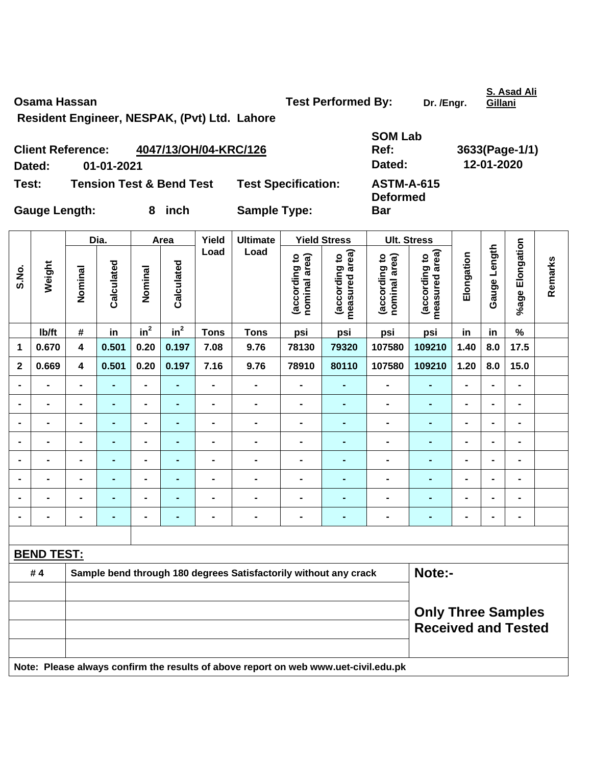Osama Hassan

Resident Engineer, NESPAK, (Pvt) Ltd. Lahore

Test Performed By: Dr. /Engr. S. Asad Ali Gillani

Client Reference: 4047/13/OH/04-KRC/126

Dated: 01-01-2021

SOM Lab Ref: 3633(Page-1/1)

Dated: 12-01-2020

Test: Tension Test & Bend Test

Test Specification: ASTM-A-615

Gauge Length: 8 inch

Sample Type: Deformed Bar

| S.No. | Weight | Dia. | | Area | | Yield Load | Ultimate Load | Yield Stress | | Ult. Stress | | Elongation | Gauge Length | %age Elongation | Remarks |
|---|---|---|---|---|---|---|---|---|---|---|---|---|---|---|---|
| | | Nominal | Calculated | Nominal | Calculated | | | (according to nominal area) | (according to measured area) | (according to nominal area) | (according to measured area) | | | | |
| | lb/ft | # | in | $in^2$ | $in^2$ | Tons | Tons | psi | psi | psi | psi | in | in | % | |
| 1 | 0.670 | 4 | 0.501 | 0.20 | 0.197 | 7.08 | 9.76 | 78130 | 79320 | 107580 | 109210 | 1.40 | 8.0 | 17.5 | |
| 2 | 0.669 | 4 | 0.501 | 0.20 | 0.197 | 7.16 | 9.76 | 78910 | 80110 | 107580 | 109210 | 1.20 | 8.0 | 15.0 | |
| - | - | - | - | - | - | - | - | - | - | - | - | - | - | - | |
| - | - | - | - | - | - | - | - | - | - | - | - | - | - | - | |
| - | - | - | - | - | - | - | - | - | - | - | - | - | - | - | |
| - | - | - | - | - | - | - | - | - | - | - | - | - | - | - | |
| - | - | - | - | - | - | - | - | - | - | - | - | - | - | - | |
| - | - | - | - | - | - | - | - | - | - | - | - | - | - | - | |
| - | - | - | - | - | - | - | - | - | - | - | - | - | - | - | |
| - | - | - | - | - | - | - | - | - | - | - | - | - | - | - | |

## BEND TEST:

| | |
|---|---|
| # 4 | Sample bend through 180 degrees Satisfactorily without any crack |

Note:-

**Only Three Samples Received and Tested**

Note: Please always confirm the results of above report on web www.uet-civil.edu.pk